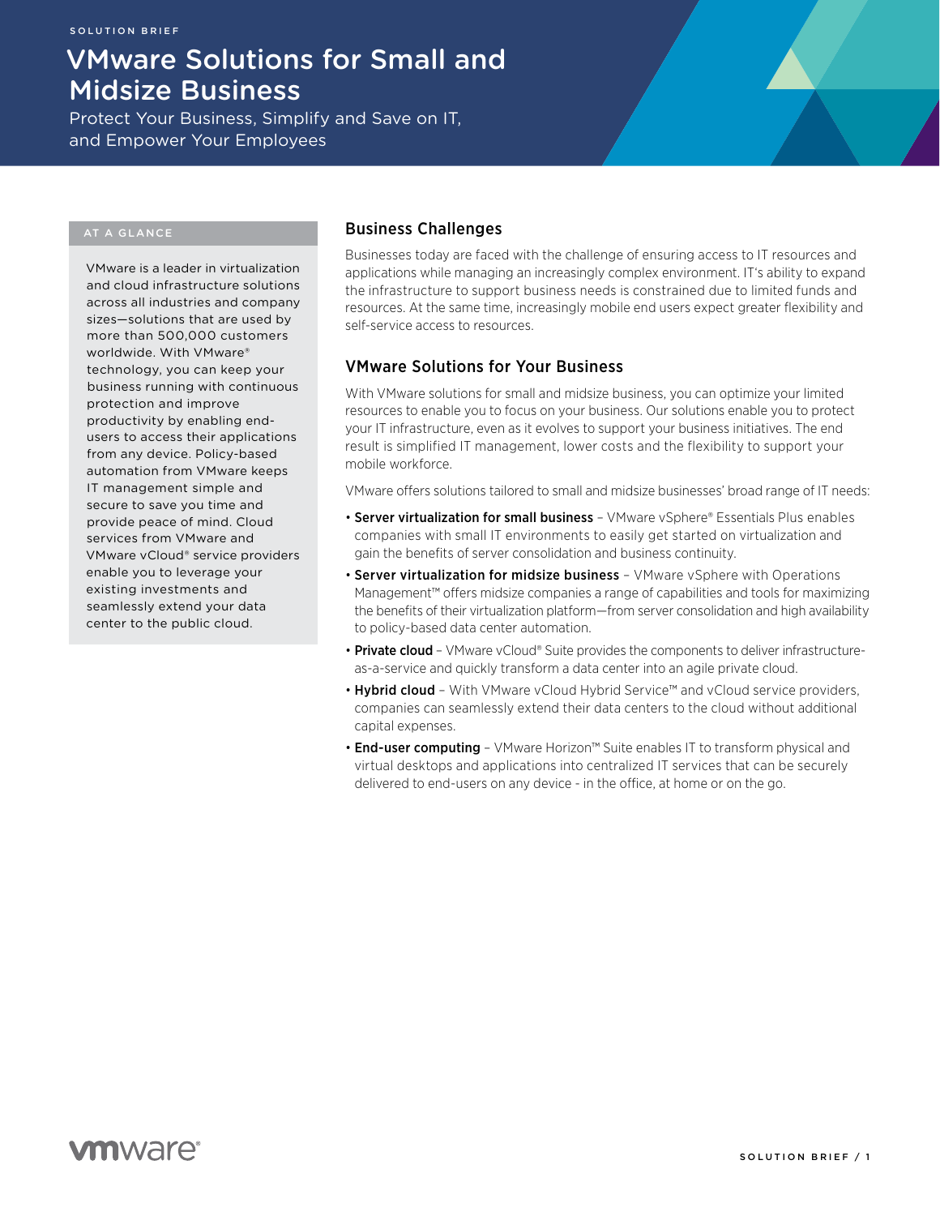SOLUTION BRIEF

# VMware Solutions for Small and Midsize Business

Protect Your Business, Simplify and Save on IT, and Empower Your Employees

### AT A GLANCE

VMware is a leader in virtualization and cloud infrastructure solutions across all industries and company sizes—solutions that are used by more than 500,000 customers worldwide. With VMware® technology, you can keep your business running with continuous protection and improve productivity by enabling end-users to access their applications from any device. Policy-based automation from VMware keeps IT management simple and secure to save you time and provide peace of mind. Cloud services from VMware and VMware vCloud® service providers enable you to leverage your existing investments and seamlessly extend your data center to the public cloud.

## Business Challenges

Businesses today are faced with the challenge of ensuring access to IT resources and applications while managing an increasingly complex environment. IT's ability to expand the infrastructure to support business needs is constrained due to limited funds and resources. At the same time, increasingly mobile end users expect greater flexibility and self-service access to resources.

## VMware Solutions for Your Business

With VMware solutions for small and midsize business, you can optimize your limited resources to enable you to focus on your business. Our solutions enable you to protect your IT infrastructure, even as it evolves to support your business initiatives. The end result is simplified IT management, lower costs and the flexibility to support your mobile workforce.

VMware offers solutions tailored to small and midsize businesses' broad range of IT needs:

- **Server virtualization for small business** – VMware vSphere® Essentials Plus enables companies with small IT environments to easily get started on virtualization and gain the benefits of server consolidation and business continuity.
- **Server virtualization for midsize business** – VMware vSphere with Operations Management™ offers midsize companies a range of capabilities and tools for maximizing the benefits of their virtualization platform—from server consolidation and high availability to policy-based data center automation.
- **Private cloud** – VMware vCloud® Suite provides the components to deliver infrastructure-as-a-service and quickly transform a data center into an agile private cloud.
- **Hybrid cloud** – With VMware vCloud Hybrid Service™ and vCloud service providers, companies can seamlessly extend their data centers to the cloud without additional capital expenses.
- **End-user computing** – VMware Horizon™ Suite enables IT to transform physical and virtual desktops and applications into centralized IT services that can be securely delivered to end-users on any device - in the office, at home or on the go.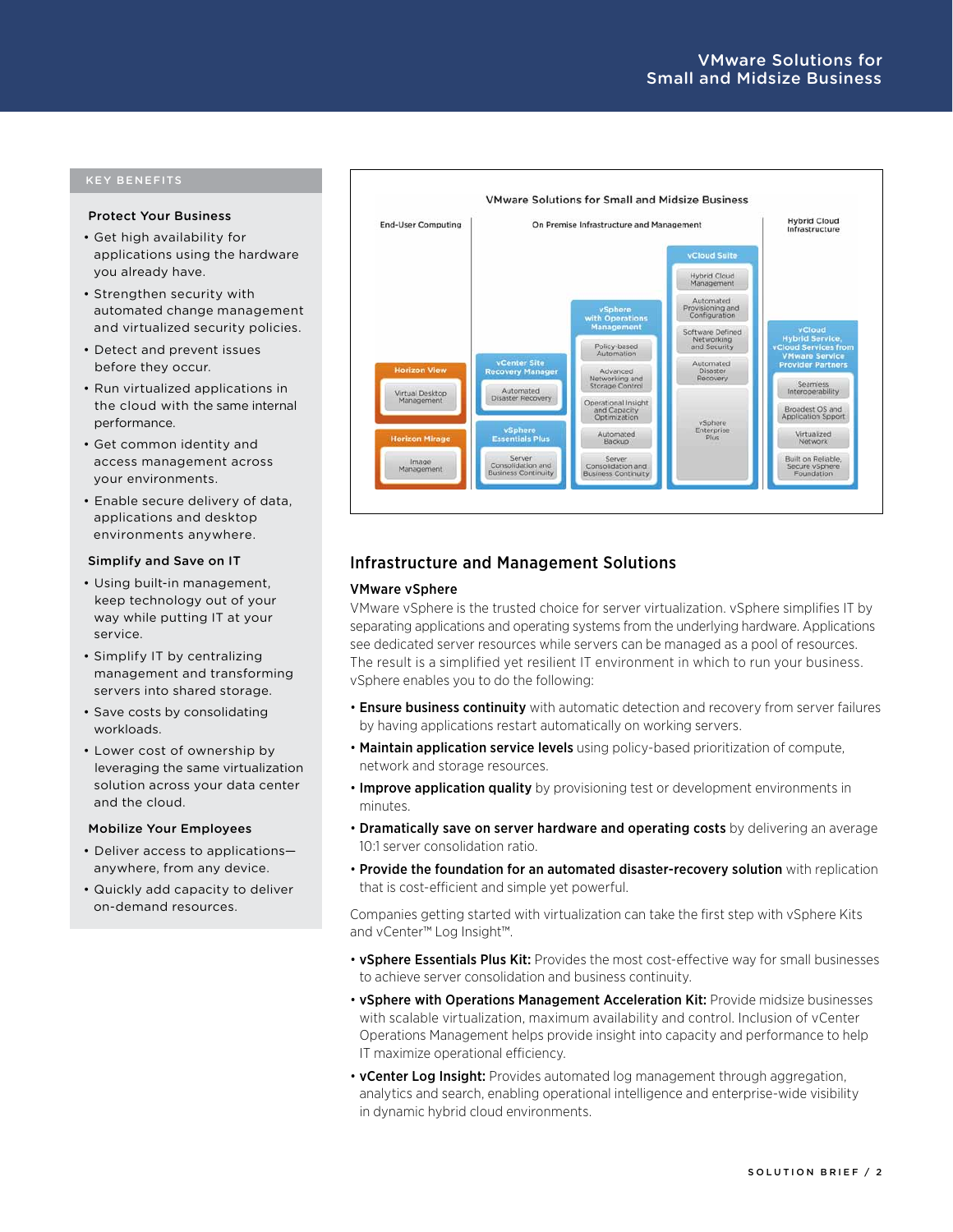## KEY BENEFITS

### Protect Your Business

- Get high availability for applications using the hardware you already have.
- Strengthen security with automated change management and virtualized security policies.
- Detect and prevent issues before they occur.
- Run virtualized applications in the cloud with the same internal performance.
- Get common identity and access management across your environments.
- Enable secure delivery of data, applications and desktop environments anywhere.

### Simplify and Save on IT

- Using built-in management, keep technology out of your way while putting IT at your service.
- Simplify IT by centralizing management and transforming servers into shared storage.
- Save costs by consolidating workloads.
- Lower cost of ownership by leveraging the same virtualization solution across your data center and the cloud.

### Mobilize Your Employees

- Deliver access to applications—anywhere, from any device.
- Quickly add capacity to deliver on-demand resources.

**VMware Solutions for Small and Midsize Business**

| End-User Computing | | On Premise Infrastructure and Management | | | Hybrid Cloud Infrastructure |
|---|---|---|---|---|---|
| **Horizon View**: Virtual Desktop Management | **vCenter Site Recovery Manager**: Automated Disaster Recovery | **vSphere with Operations Management**: Policy-based Automation; Advanced Networking and Storage Control; Operational Insight and Capacity Optimization; Automated Backup; Server Consolidation and Business Continuity | | **vCloud Suite**: Hybrid Cloud Management; Automated Provisioning and Configuration; Software Defined Networking and Security; Automated Disaster Recovery; vSphere Enterprise Plus | **vCloud Hybrid Service, vCloud Services from VMware Service Provider Partners**: Seamless Interoperability; Broadest OS and Application Spport; Virtualized Network; Built on Reliable, Secure vSphere Foundation |
| **Horizon Mirage**: Image Management | **vSphere Essentials Plus**: Server Consolidation and Business Continuity | | | | |

## Infrastructure and Management Solutions

### VMware vSphere

VMware vSphere is the trusted choice for server virtualization. vSphere simplifies IT by separating applications and operating systems from the underlying hardware. Applications see dedicated server resources while servers can be managed as a pool of resources. The result is a simplified yet resilient IT environment in which to run your business. vSphere enables you to do the following:

- **Ensure business continuity** with automatic detection and recovery from server failures by having applications restart automatically on working servers.
- **Maintain application service levels** using policy-based prioritization of compute, network and storage resources.
- **Improve application quality** by provisioning test or development environments in minutes.
- **Dramatically save on server hardware and operating costs** by delivering an average 10:1 server consolidation ratio.
- **Provide the foundation for an automated disaster-recovery solution** with replication that is cost-efficient and simple yet powerful.

Companies getting started with virtualization can take the first step with vSphere Kits and vCenter™ Log Insight™.

- **vSphere Essentials Plus Kit:** Provides the most cost-effective way for small businesses to achieve server consolidation and business continuity.
- **vSphere with Operations Management Acceleration Kit:** Provide midsize businesses with scalable virtualization, maximum availability and control. Inclusion of vCenter Operations Management helps provide insight into capacity and performance to help IT maximize operational efficiency.
- **vCenter Log Insight:** Provides automated log management through aggregation, analytics and search, enabling operational intelligence and enterprise-wide visibility in dynamic hybrid cloud environments.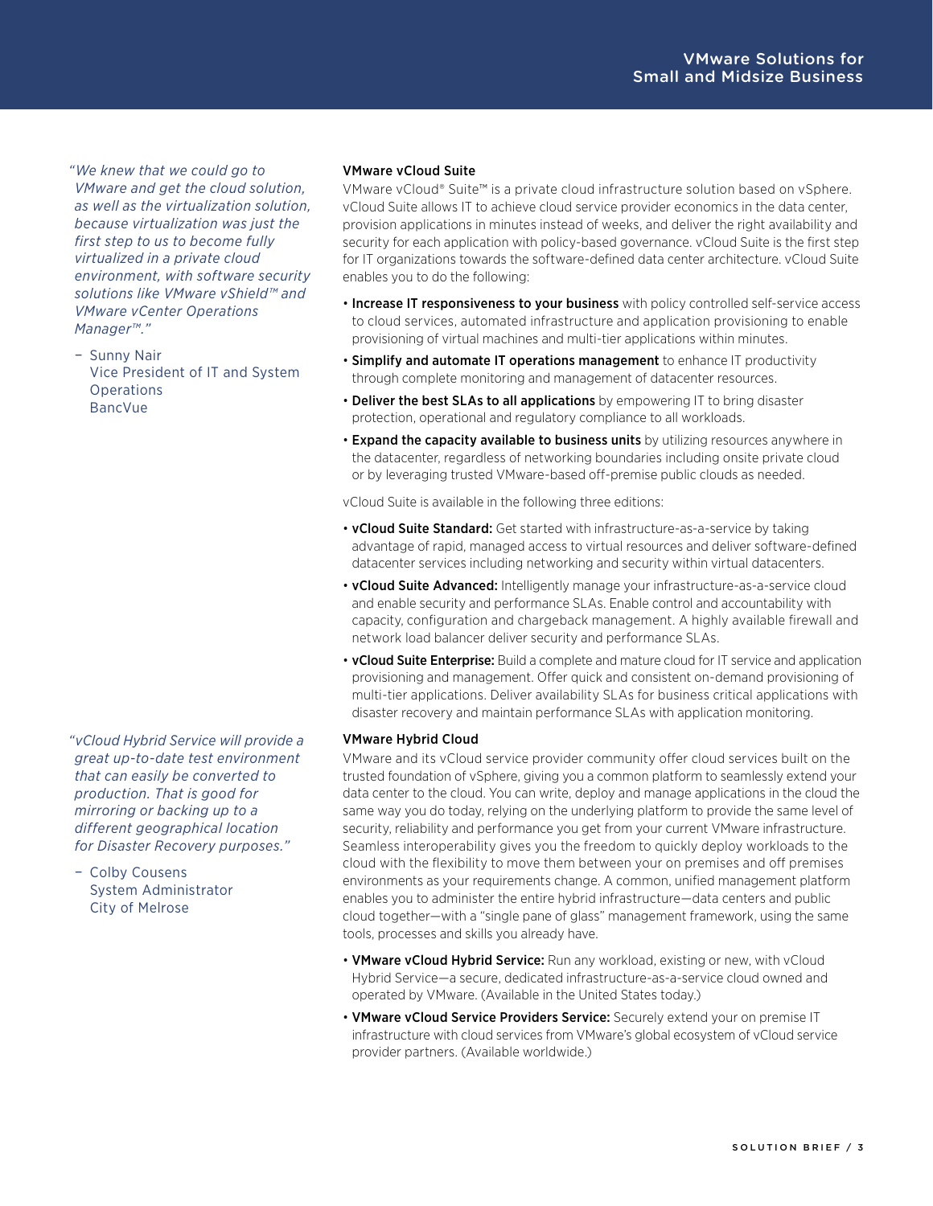> *"We knew that we could go to VMware and get the cloud solution, as well as the virtualization solution, because virtualization was just the first step to us to become fully virtualized in a private cloud environment, with software security solutions like VMware vShield™ and VMware vCenter Operations Manager™."*
>
> – Sunny Nair
> Vice President of IT and System Operations
> BancVue

### VMware vCloud Suite

VMware vCloud® Suite™ is a private cloud infrastructure solution based on vSphere. vCloud Suite allows IT to achieve cloud service provider economics in the data center, provision applications in minutes instead of weeks, and deliver the right availability and security for each application with policy-based governance. vCloud Suite is the first step for IT organizations towards the software-defined data center architecture. vCloud Suite enables you to do the following:

- **Increase IT responsiveness to your business** with policy controlled self-service access to cloud services, automated infrastructure and application provisioning to enable provisioning of virtual machines and multi-tier applications within minutes.
- **Simplify and automate IT operations management** to enhance IT productivity through complete monitoring and management of datacenter resources.
- **Deliver the best SLAs to all applications** by empowering IT to bring disaster protection, operational and regulatory compliance to all workloads.
- **Expand the capacity available to business units** by utilizing resources anywhere in the datacenter, regardless of networking boundaries including onsite private cloud or by leveraging trusted VMware-based off-premise public clouds as needed.

vCloud Suite is available in the following three editions:

- **vCloud Suite Standard:** Get started with infrastructure-as-a-service by taking advantage of rapid, managed access to virtual resources and deliver software-defined datacenter services including networking and security within virtual datacenters.
- **vCloud Suite Advanced:** Intelligently manage your infrastructure-as-a-service cloud and enable security and performance SLAs. Enable control and accountability with capacity, configuration and chargeback management. A highly available firewall and network load balancer deliver security and performance SLAs.
- **vCloud Suite Enterprise:** Build a complete and mature cloud for IT service and application provisioning and management. Offer quick and consistent on-demand provisioning of multi-tier applications. Deliver availability SLAs for business critical applications with disaster recovery and maintain performance SLAs with application monitoring.

> *"vCloud Hybrid Service will provide a great up-to-date test environment that can easily be converted to production. That is good for mirroring or backing up to a different geographical location for Disaster Recovery purposes."*
>
> – Colby Cousens
> System Administrator
> City of Melrose

### VMware Hybrid Cloud

VMware and its vCloud service provider community offer cloud services built on the trusted foundation of vSphere, giving you a common platform to seamlessly extend your data center to the cloud. You can write, deploy and manage applications in the cloud the same way you do today, relying on the underlying platform to provide the same level of security, reliability and performance you get from your current VMware infrastructure. Seamless interoperability gives you the freedom to quickly deploy workloads to the cloud with the flexibility to move them between your on premises and off premises environments as your requirements change. A common, unified management platform enables you to administer the entire hybrid infrastructure—data centers and public cloud together—with a "single pane of glass" management framework, using the same tools, processes and skills you already have.

- **VMware vCloud Hybrid Service:** Run any workload, existing or new, with vCloud Hybrid Service—a secure, dedicated infrastructure-as-a-service cloud owned and operated by VMware. (Available in the United States today.)
- **VMware vCloud Service Providers Service:** Securely extend your on premise IT infrastructure with cloud services from VMware's global ecosystem of vCloud service provider partners. (Available worldwide.)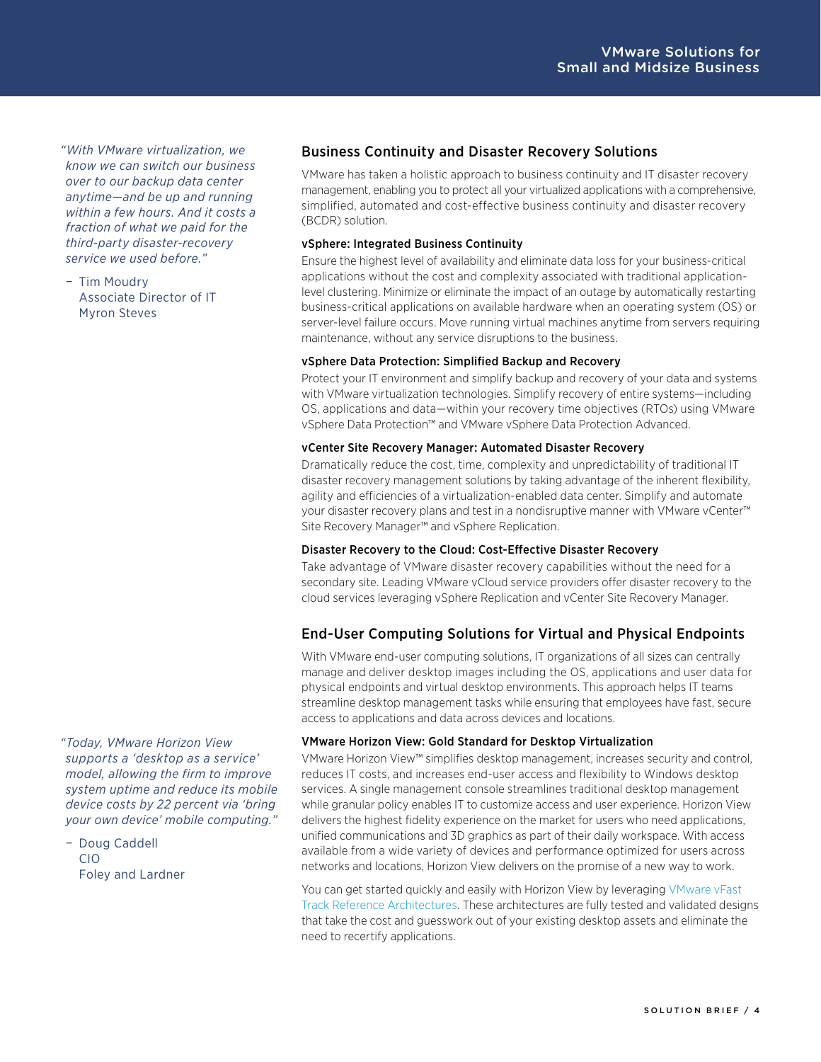## Business Continuity and Disaster Recovery Solutions

VMware has taken a holistic approach to business continuity and IT disaster recovery management, enabling you to protect all your virtualized applications with a comprehensive, simplified, automated and cost-effective business continuity and disaster recovery (BCDR) solution.

*"With VMware virtualization, we know we can switch our business over to our backup data center anytime—and be up and running within a few hours. And it costs a fraction of what we paid for the third-party disaster-recovery service we used before."*

– Tim Moudry
Associate Director of IT
Myron Steves

### vSphere: Integrated Business Continuity

Ensure the highest level of availability and eliminate data loss for your business-critical applications without the cost and complexity associated with traditional application-level clustering. Minimize or eliminate the impact of an outage by automatically restarting business-critical applications on available hardware when an operating system (OS) or server-level failure occurs. Move running virtual machines anytime from servers requiring maintenance, without any service disruptions to the business.

### vSphere Data Protection: Simplified Backup and Recovery

Protect your IT environment and simplify backup and recovery of your data and systems with VMware virtualization technologies. Simplify recovery of entire systems—including OS, applications and data—within your recovery time objectives (RTOs) using VMware vSphere Data Protection™ and VMware vSphere Data Protection Advanced.

### vCenter Site Recovery Manager: Automated Disaster Recovery

Dramatically reduce the cost, time, complexity and unpredictability of traditional IT disaster recovery management solutions by taking advantage of the inherent flexibility, agility and efficiencies of a virtualization-enabled data center. Simplify and automate your disaster recovery plans and test in a nondisruptive manner with VMware vCenter™ Site Recovery Manager™ and vSphere Replication.

### Disaster Recovery to the Cloud: Cost-Effective Disaster Recovery

Take advantage of VMware disaster recovery capabilities without the need for a secondary site. Leading VMware vCloud service providers offer disaster recovery to the cloud services leveraging vSphere Replication and vCenter Site Recovery Manager.

## End-User Computing Solutions for Virtual and Physical Endpoints

With VMware end-user computing solutions, IT organizations of all sizes can centrally manage and deliver desktop images including the OS, applications and user data for physical endpoints and virtual desktop environments. This approach helps IT teams streamline desktop management tasks while ensuring that employees have fast, secure access to applications and data across devices and locations.

*"Today, VMware Horizon View supports a 'desktop as a service' model, allowing the firm to improve system uptime and reduce its mobile device costs by 22 percent via 'bring your own device' mobile computing."*

– Doug Caddell
CIO
Foley and Lardner

### VMware Horizon View: Gold Standard for Desktop Virtualization

VMware Horizon View™ simplifies desktop management, increases security and control, reduces IT costs, and increases end-user access and flexibility to Windows desktop services. A single management console streamlines traditional desktop management while granular policy enables IT to customize access and user experience. Horizon View delivers the highest fidelity experience on the market for users who need applications, unified communications and 3D graphics as part of their daily workspace. With access available from a wide variety of devices and performance optimized for users across networks and locations, Horizon View delivers on the promise of a new way to work.

You can get started quickly and easily with Horizon View by leveraging VMware vFast Track Reference Architectures. These architectures are fully tested and validated designs that take the cost and guesswork out of your existing desktop assets and eliminate the need to recertify applications.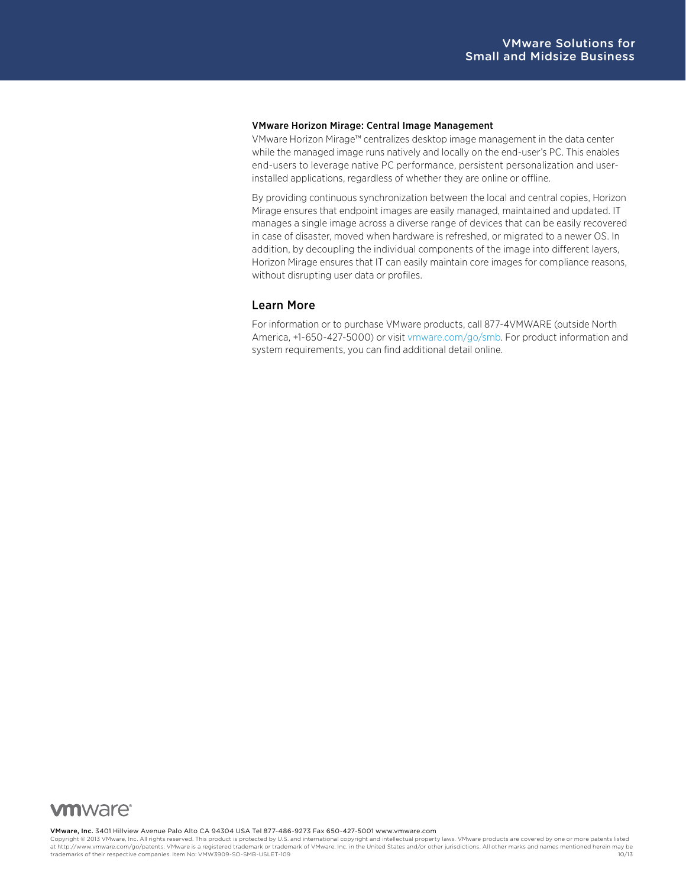### VMware Horizon Mirage: Central Image Management

VMware Horizon Mirage™ centralizes desktop image management in the data center while the managed image runs natively and locally on the end-user's PC. This enables end-users to leverage native PC performance, persistent personalization and user-installed applications, regardless of whether they are online or offline.

By providing continuous synchronization between the local and central copies, Horizon Mirage ensures that endpoint images are easily managed, maintained and updated. IT manages a single image across a diverse range of devices that can be easily recovered in case of disaster, moved when hardware is refreshed, or migrated to a newer OS. In addition, by decoupling the individual components of the image into different layers, Horizon Mirage ensures that IT can easily maintain core images for compliance reasons, without disrupting user data or profiles.

## Learn More

For information or to purchase VMware products, call 877-4VMWARE (outside North America, +1-650-427-5000) or visit vmware.com/go/smb. For product information and system requirements, you can find additional detail online.

**VMware, Inc.** 3401 Hillview Avenue Palo Alto CA 94304 USA Tel 877-486-9273 Fax 650-427-5001 www.vmware.com
Copyright © 2013 VMware, Inc. All rights reserved. This product is protected by U.S. and international copyright and intellectual property laws. VMware products are covered by one or more patents listed at http://www.vmware.com/go/patents. VMware is a registered trademark or trademark of VMware, Inc. in the United States and/or other jurisdictions. All other marks and names mentioned herein may be trademarks of their respective companies. Item No: VMW3909-SO-SMB-USLET-109 10/13